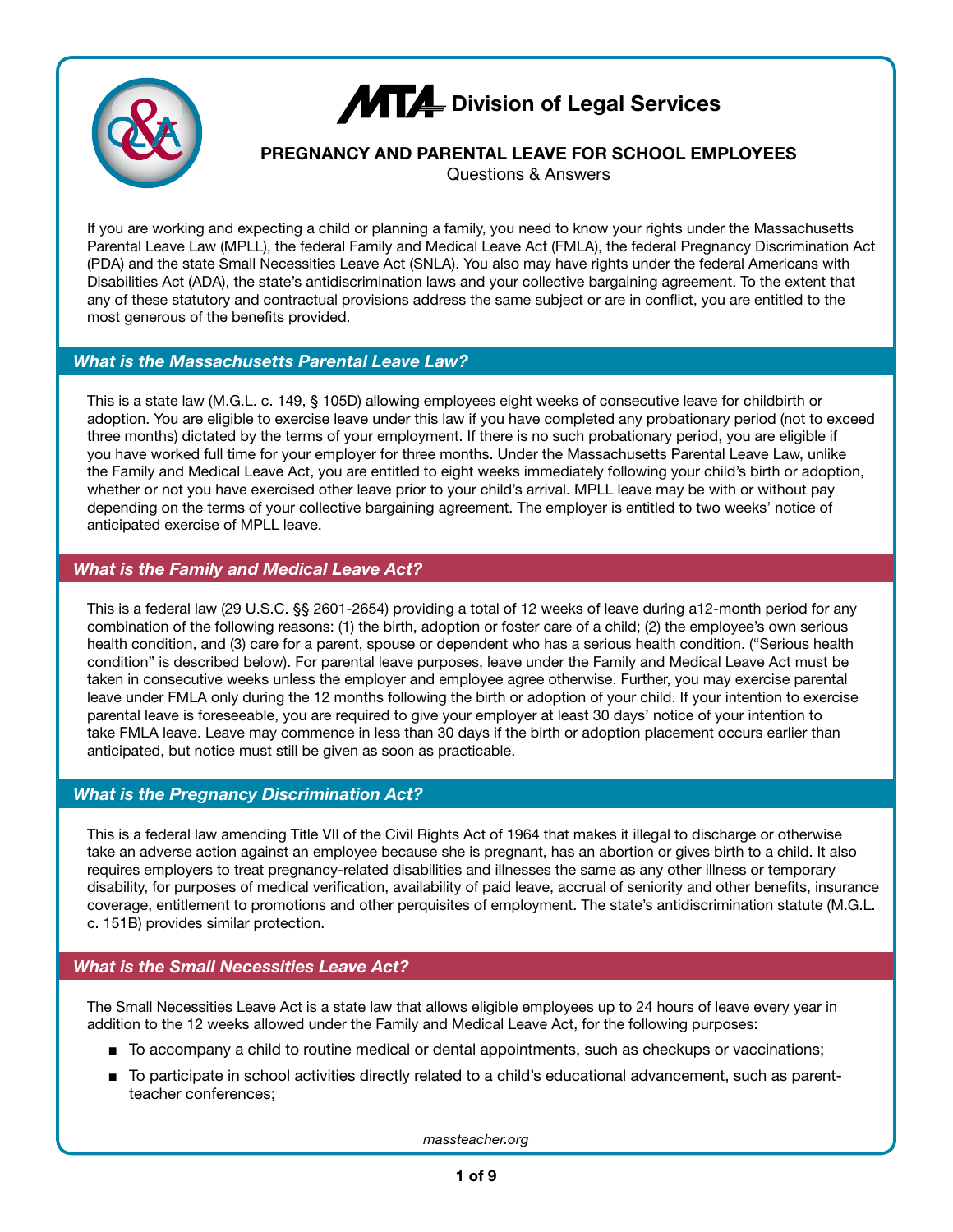# MTA Division of Legal Services

## PREGNANCY AND PARENTAL LEAVE FOR SCHOOL EMPLOYEES

Questions & Answers

If you are working and expecting a child or planning a family, you need to know your rights under the Massachusetts Parental Leave Law (MPLL), the federal Family and Medical Leave Act (FMLA), the federal Pregnancy Discrimination Act (PDA) and the state Small Necessities Leave Act (SNLA). You also may have rights under the federal Americans with Disabilities Act (ADA), the state's antidiscrimination laws and your collective bargaining agreement. To the extent that any of these statutory and contractual provisions address the same subject or are in conflict, you are entitled to the most generous of the benefits provided.

### *What is the Massachusetts Parental Leave Law?*

This is a state law (M.G.L. c. 149, § 105D) allowing employees eight weeks of consecutive leave for childbirth or adoption. You are eligible to exercise leave under this law if you have completed any probationary period (not to exceed three months) dictated by the terms of your employment. If there is no such probationary period, you are eligible if you have worked full time for your employer for three months. Under the Massachusetts Parental Leave Law, unlike the Family and Medical Leave Act, you are entitled to eight weeks immediately following your child's birth or adoption, whether or not you have exercised other leave prior to your child's arrival. MPLL leave may be with or without pay depending on the terms of your collective bargaining agreement. The employer is entitled to two weeks' notice of anticipated exercise of MPLL leave.

### *What is the Family and Medical Leave Act?*

This is a federal law (29 U.S.C. §§ 2601-2654) providing a total of 12 weeks of leave during a12-month period for any combination of the following reasons: (1) the birth, adoption or foster care of a child; (2) the employee's own serious health condition, and (3) care for a parent, spouse or dependent who has a serious health condition. ("Serious health condition" is described below). For parental leave purposes, leave under the Family and Medical Leave Act must be taken in consecutive weeks unless the employer and employee agree otherwise. Further, you may exercise parental leave under FMLA only during the 12 months following the birth or adoption of your child. If your intention to exercise parental leave is foreseeable, you are required to give your employer at least 30 days' notice of your intention to take FMLA leave. Leave may commence in less than 30 days if the birth or adoption placement occurs earlier than anticipated, but notice must still be given as soon as practicable.

### *What is the Pregnancy Discrimination Act?*

This is a federal law amending Title VII of the Civil Rights Act of 1964 that makes it illegal to discharge or otherwise take an adverse action against an employee because she is pregnant, has an abortion or gives birth to a child. It also requires employers to treat pregnancy-related disabilities and illnesses the same as any other illness or temporary disability, for purposes of medical verification, availability of paid leave, accrual of seniority and other benefits, insurance coverage, entitlement to promotions and other perquisites of employment. The state's antidiscrimination statute (M.G.L. c. 151B) provides similar protection.

### *What is the Small Necessities Leave Act?*

The Small Necessities Leave Act is a state law that allows eligible employees up to 24 hours of leave every year in addition to the 12 weeks allowed under the Family and Medical Leave Act, for the following purposes:

- To accompany a child to routine medical or dental appointments, such as checkups or vaccinations;
- To participate in school activities directly related to a child's educational advancement, such as parent-teacher conferences;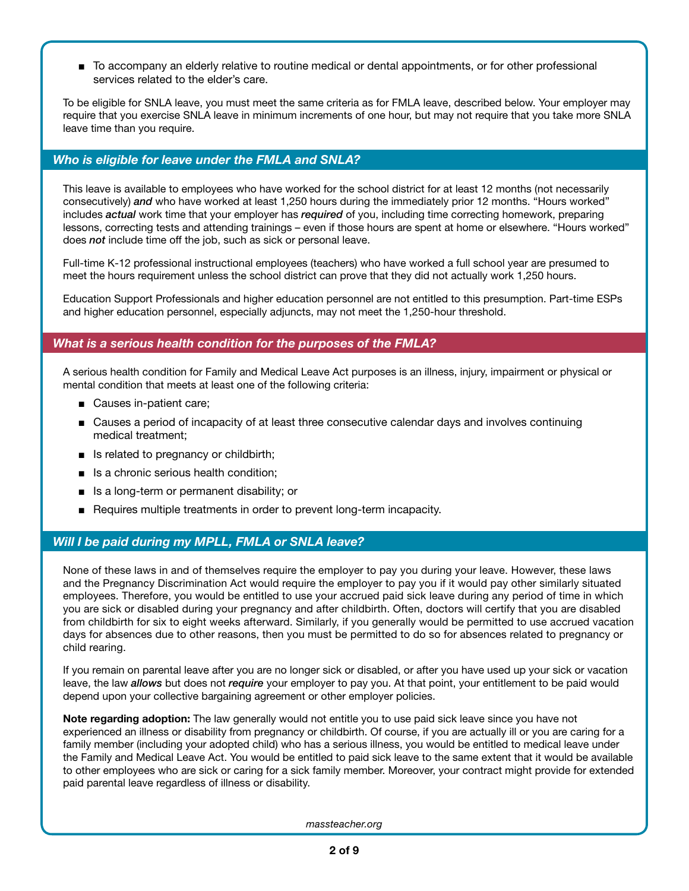- To accompany an elderly relative to routine medical or dental appointments, or for other professional services related to the elder's care.

To be eligible for SNLA leave, you must meet the same criteria as for FMLA leave, described below. Your employer may require that you exercise SNLA leave in minimum increments of one hour, but may not require that you take more SNLA leave time than you require.

## *Who is eligible for leave under the FMLA and SNLA?*

This leave is available to employees who have worked for the school district for at least 12 months (not necessarily consecutively) ***and*** who have worked at least 1,250 hours during the immediately prior 12 months. "Hours worked" includes ***actual*** work time that your employer has ***required*** of you, including time correcting homework, preparing lessons, correcting tests and attending trainings – even if those hours are spent at home or elsewhere. "Hours worked" does ***not*** include time off the job, such as sick or personal leave.

Full-time K-12 professional instructional employees (teachers) who have worked a full school year are presumed to meet the hours requirement unless the school district can prove that they did not actually work 1,250 hours.

Education Support Professionals and higher education personnel are not entitled to this presumption. Part-time ESPs and higher education personnel, especially adjuncts, may not meet the 1,250-hour threshold.

## *What is a serious health condition for the purposes of the FMLA?*

A serious health condition for Family and Medical Leave Act purposes is an illness, injury, impairment or physical or mental condition that meets at least one of the following criteria:

- Causes in-patient care;
- Causes a period of incapacity of at least three consecutive calendar days and involves continuing medical treatment;
- Is related to pregnancy or childbirth;
- Is a chronic serious health condition;
- Is a long-term or permanent disability; or
- Requires multiple treatments in order to prevent long-term incapacity.

## *Will I be paid during my MPLL, FMLA or SNLA leave?*

None of these laws in and of themselves require the employer to pay you during your leave. However, these laws and the Pregnancy Discrimination Act would require the employer to pay you if it would pay other similarly situated employees. Therefore, you would be entitled to use your accrued paid sick leave during any period of time in which you are sick or disabled during your pregnancy and after childbirth. Often, doctors will certify that you are disabled from childbirth for six to eight weeks afterward. Similarly, if you generally would be permitted to use accrued vacation days for absences due to other reasons, then you must be permitted to do so for absences related to pregnancy or child rearing.

If you remain on parental leave after you are no longer sick or disabled, or after you have used up your sick or vacation leave, the law ***allows*** but does not ***require*** your employer to pay you. At that point, your entitlement to be paid would depend upon your collective bargaining agreement or other employer policies.

**Note regarding adoption:** The law generally would not entitle you to use paid sick leave since you have not experienced an illness or disability from pregnancy or childbirth. Of course, if you are actually ill or you are caring for a family member (including your adopted child) who has a serious illness, you would be entitled to medical leave under the Family and Medical Leave Act. You would be entitled to paid sick leave to the same extent that it would be available to other employees who are sick or caring for a sick family member. Moreover, your contract might provide for extended paid parental leave regardless of illness or disability.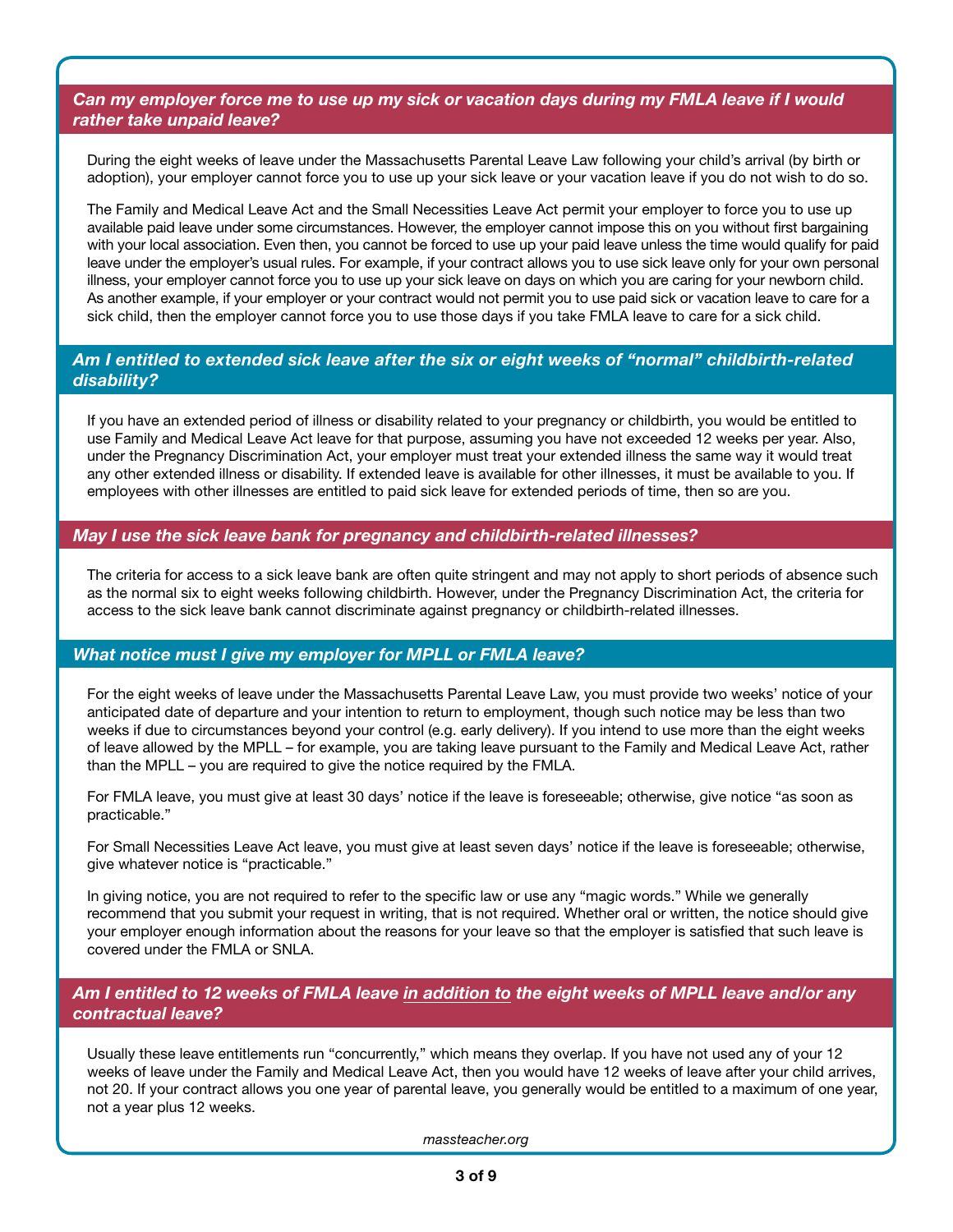### *Can my employer force me to use up my sick or vacation days during my FMLA leave if I would rather take unpaid leave?*

During the eight weeks of leave under the Massachusetts Parental Leave Law following your child's arrival (by birth or adoption), your employer cannot force you to use up your sick leave or your vacation leave if you do not wish to do so.

The Family and Medical Leave Act and the Small Necessities Leave Act permit your employer to force you to use up available paid leave under some circumstances. However, the employer cannot impose this on you without first bargaining with your local association. Even then, you cannot be forced to use up your paid leave unless the time would qualify for paid leave under the employer's usual rules. For example, if your contract allows you to use sick leave only for your own personal illness, your employer cannot force you to use up your sick leave on days on which you are caring for your newborn child. As another example, if your employer or your contract would not permit you to use paid sick or vacation leave to care for a sick child, then the employer cannot force you to use those days if you take FMLA leave to care for a sick child.

### *Am I entitled to extended sick leave after the six or eight weeks of "normal" childbirth-related disability?*

If you have an extended period of illness or disability related to your pregnancy or childbirth, you would be entitled to use Family and Medical Leave Act leave for that purpose, assuming you have not exceeded 12 weeks per year. Also, under the Pregnancy Discrimination Act, your employer must treat your extended illness the same way it would treat any other extended illness or disability. If extended leave is available for other illnesses, it must be available to you. If employees with other illnesses are entitled to paid sick leave for extended periods of time, then so are you.

### *May I use the sick leave bank for pregnancy and childbirth-related illnesses?*

The criteria for access to a sick leave bank are often quite stringent and may not apply to short periods of absence such as the normal six to eight weeks following childbirth. However, under the Pregnancy Discrimination Act, the criteria for access to the sick leave bank cannot discriminate against pregnancy or childbirth-related illnesses.

### *What notice must I give my employer for MPLL or FMLA leave?*

For the eight weeks of leave under the Massachusetts Parental Leave Law, you must provide two weeks' notice of your anticipated date of departure and your intention to return to employment, though such notice may be less than two weeks if due to circumstances beyond your control (e.g. early delivery). If you intend to use more than the eight weeks of leave allowed by the MPLL – for example, you are taking leave pursuant to the Family and Medical Leave Act, rather than the MPLL – you are required to give the notice required by the FMLA.

For FMLA leave, you must give at least 30 days' notice if the leave is foreseeable; otherwise, give notice "as soon as practicable."

For Small Necessities Leave Act leave, you must give at least seven days' notice if the leave is foreseeable; otherwise, give whatever notice is "practicable."

In giving notice, you are not required to refer to the specific law or use any "magic words." While we generally recommend that you submit your request in writing, that is not required. Whether oral or written, the notice should give your employer enough information about the reasons for your leave so that the employer is satisfied that such leave is covered under the FMLA or SNLA.

### *Am I entitled to 12 weeks of FMLA leave <u>in addition to</u> the eight weeks of MPLL leave and/or any contractual leave?*

Usually these leave entitlements run "concurrently," which means they overlap. If you have not used any of your 12 weeks of leave under the Family and Medical Leave Act, then you would have 12 weeks of leave after your child arrives, not 20. If your contract allows you one year of parental leave, you generally would be entitled to a maximum of one year, not a year plus 12 weeks.

*massteacher.org*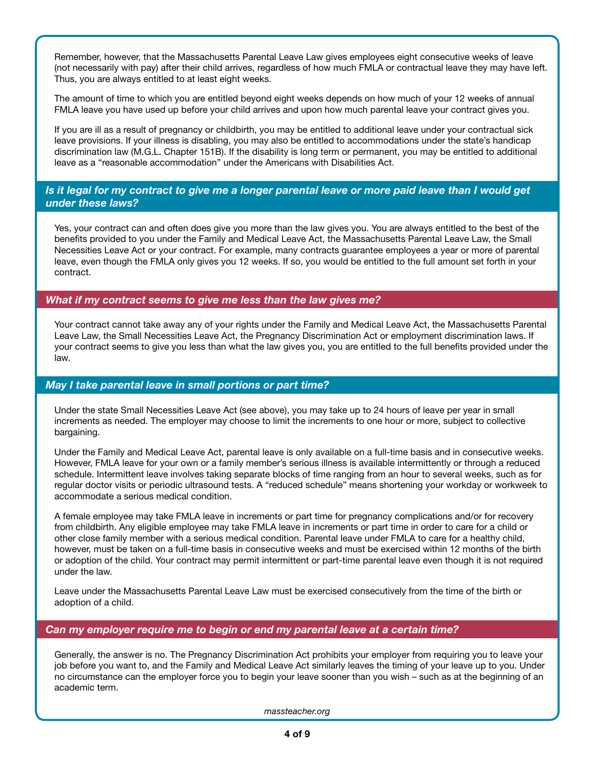Remember, however, that the Massachusetts Parental Leave Law gives employees eight consecutive weeks of leave (not necessarily with pay) after their child arrives, regardless of how much FMLA or contractual leave they may have left. Thus, you are always entitled to at least eight weeks.

The amount of time to which you are entitled beyond eight weeks depends on how much of your 12 weeks of annual FMLA leave you have used up before your child arrives and upon how much parental leave your contract gives you.

If you are ill as a result of pregnancy or childbirth, you may be entitled to additional leave under your contractual sick leave provisions. If your illness is disabling, you may also be entitled to accommodations under the state's handicap discrimination law (M.G.L. Chapter 151B). If the disability is long term or permanent, you may be entitled to additional leave as a "reasonable accommodation" under the Americans with Disabilities Act.

### *Is it legal for my contract to give me a longer parental leave or more paid leave than I would get under these laws?*

Yes, your contract can and often does give you more than the law gives you. You are always entitled to the best of the benefits provided to you under the Family and Medical Leave Act, the Massachusetts Parental Leave Law, the Small Necessities Leave Act or your contract. For example, many contracts guarantee employees a year or more of parental leave, even though the FMLA only gives you 12 weeks. If so, you would be entitled to the full amount set forth in your contract.

### *What if my contract seems to give me less than the law gives me?*

Your contract cannot take away any of your rights under the Family and Medical Leave Act, the Massachusetts Parental Leave Law, the Small Necessities Leave Act, the Pregnancy Discrimination Act or employment discrimination laws. If your contract seems to give you less than what the law gives you, you are entitled to the full benefits provided under the law.

### *May I take parental leave in small portions or part time?*

Under the state Small Necessities Leave Act (see above), you may take up to 24 hours of leave per year in small increments as needed. The employer may choose to limit the increments to one hour or more, subject to collective bargaining.

Under the Family and Medical Leave Act, parental leave is only available on a full-time basis and in consecutive weeks. However, FMLA leave for your own or a family member's serious illness is available intermittently or through a reduced schedule. Intermittent leave involves taking separate blocks of time ranging from an hour to several weeks, such as for regular doctor visits or periodic ultrasound tests. A "reduced schedule" means shortening your workday or workweek to accommodate a serious medical condition.

A female employee may take FMLA leave in increments or part time for pregnancy complications and/or for recovery from childbirth. Any eligible employee may take FMLA leave in increments or part time in order to care for a child or other close family member with a serious medical condition. Parental leave under FMLA to care for a healthy child, however, must be taken on a full-time basis in consecutive weeks and must be exercised within 12 months of the birth or adoption of the child. Your contract may permit intermittent or part-time parental leave even though it is not required under the law.

Leave under the Massachusetts Parental Leave Law must be exercised consecutively from the time of the birth or adoption of a child.

### *Can my employer require me to begin or end my parental leave at a certain time?*

Generally, the answer is no. The Pregnancy Discrimination Act prohibits your employer from requiring you to leave your job before you want to, and the Family and Medical Leave Act similarly leaves the timing of your leave up to you. Under no circumstance can the employer force you to begin your leave sooner than you wish – such as at the beginning of an academic term.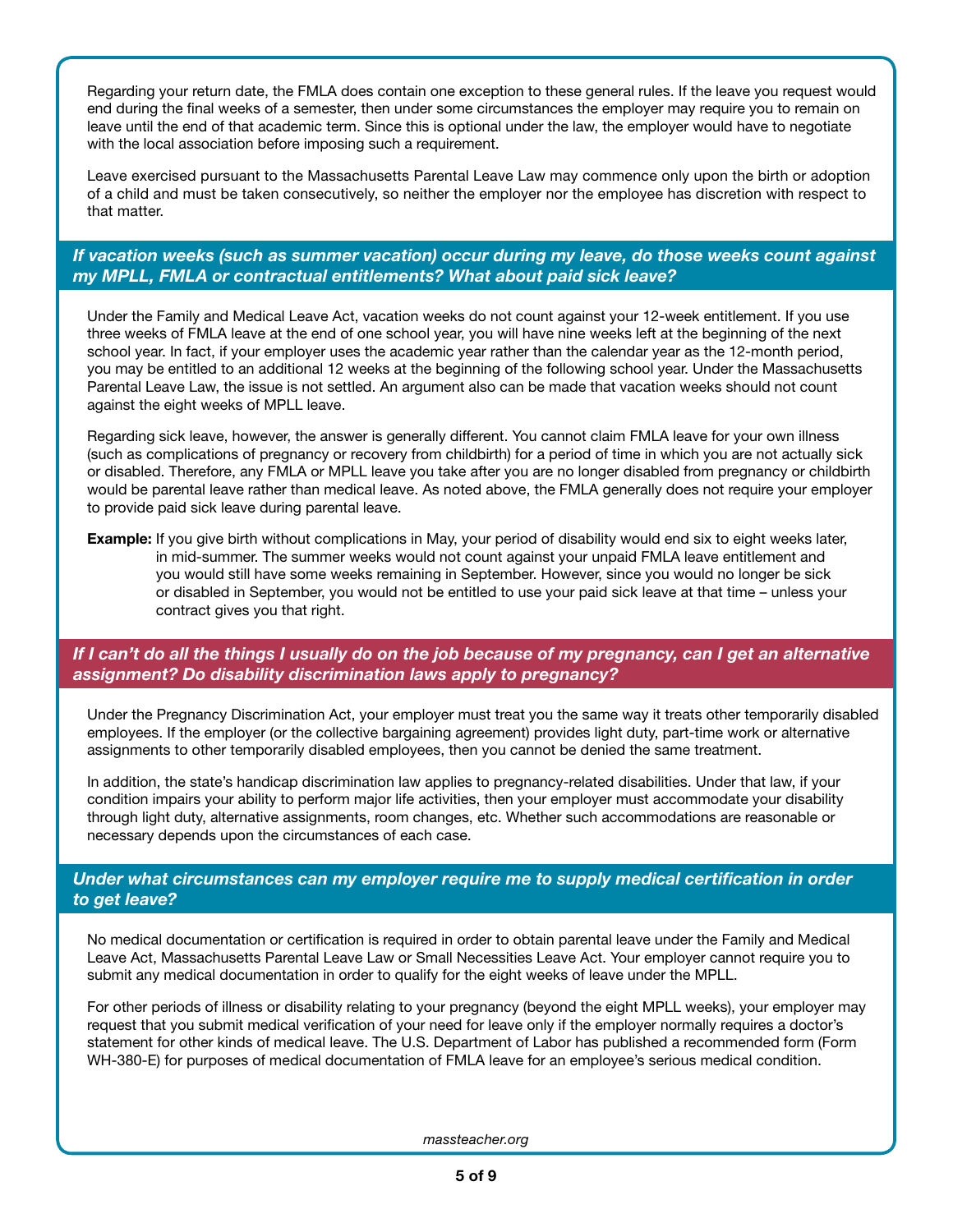Regarding your return date, the FMLA does contain one exception to these general rules. If the leave you request would end during the final weeks of a semester, then under some circumstances the employer may require you to remain on leave until the end of that academic term. Since this is optional under the law, the employer would have to negotiate with the local association before imposing such a requirement.

Leave exercised pursuant to the Massachusetts Parental Leave Law may commence only upon the birth or adoption of a child and must be taken consecutively, so neither the employer nor the employee has discretion with respect to that matter.

### *If vacation weeks (such as summer vacation) occur during my leave, do those weeks count against my MPLL, FMLA or contractual entitlements? What about paid sick leave?*

Under the Family and Medical Leave Act, vacation weeks do not count against your 12-week entitlement. If you use three weeks of FMLA leave at the end of one school year, you will have nine weeks left at the beginning of the next school year. In fact, if your employer uses the academic year rather than the calendar year as the 12-month period, you may be entitled to an additional 12 weeks at the beginning of the following school year. Under the Massachusetts Parental Leave Law, the issue is not settled. An argument also can be made that vacation weeks should not count against the eight weeks of MPLL leave.

Regarding sick leave, however, the answer is generally different. You cannot claim FMLA leave for your own illness (such as complications of pregnancy or recovery from childbirth) for a period of time in which you are not actually sick or disabled. Therefore, any FMLA or MPLL leave you take after you are no longer disabled from pregnancy or childbirth would be parental leave rather than medical leave. As noted above, the FMLA generally does not require your employer to provide paid sick leave during parental leave.

**Example:** If you give birth without complications in May, your period of disability would end six to eight weeks later, in mid-summer. The summer weeks would not count against your unpaid FMLA leave entitlement and you would still have some weeks remaining in September. However, since you would no longer be sick or disabled in September, you would not be entitled to use your paid sick leave at that time – unless your contract gives you that right.

### *If I can't do all the things I usually do on the job because of my pregnancy, can I get an alternative assignment? Do disability discrimination laws apply to pregnancy?*

Under the Pregnancy Discrimination Act, your employer must treat you the same way it treats other temporarily disabled employees. If the employer (or the collective bargaining agreement) provides light duty, part-time work or alternative assignments to other temporarily disabled employees, then you cannot be denied the same treatment.

In addition, the state's handicap discrimination law applies to pregnancy-related disabilities. Under that law, if your condition impairs your ability to perform major life activities, then your employer must accommodate your disability through light duty, alternative assignments, room changes, etc. Whether such accommodations are reasonable or necessary depends upon the circumstances of each case.

### *Under what circumstances can my employer require me to supply medical certification in order to get leave?*

No medical documentation or certification is required in order to obtain parental leave under the Family and Medical Leave Act, Massachusetts Parental Leave Law or Small Necessities Leave Act. Your employer cannot require you to submit any medical documentation in order to qualify for the eight weeks of leave under the MPLL.

For other periods of illness or disability relating to your pregnancy (beyond the eight MPLL weeks), your employer may request that you submit medical verification of your need for leave only if the employer normally requires a doctor's statement for other kinds of medical leave. The U.S. Department of Labor has published a recommended form (Form WH-380-E) for purposes of medical documentation of FMLA leave for an employee's serious medical condition.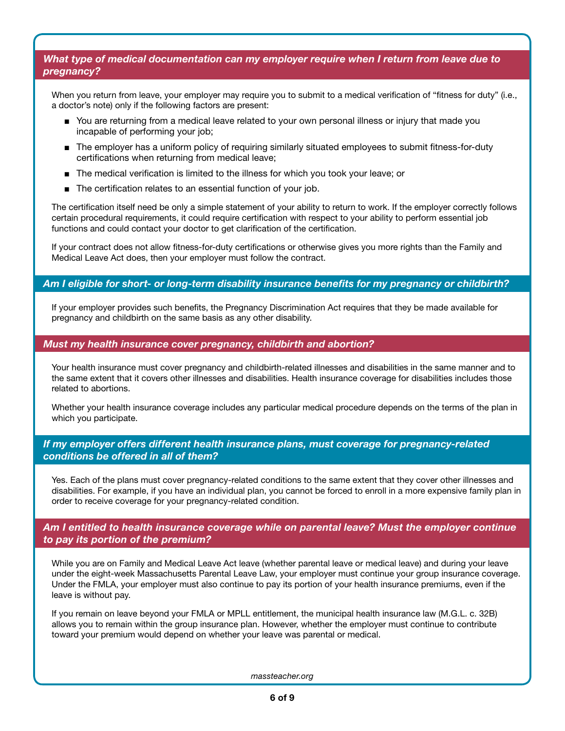### *What type of medical documentation can my employer require when I return from leave due to pregnancy?*

When you return from leave, your employer may require you to submit to a medical verification of "fitness for duty" (i.e., a doctor's note) only if the following factors are present:

- You are returning from a medical leave related to your own personal illness or injury that made you incapable of performing your job;
- The employer has a uniform policy of requiring similarly situated employees to submit fitness-for-duty certifications when returning from medical leave;
- The medical verification is limited to the illness for which you took your leave; or
- The certification relates to an essential function of your job.

The certification itself need be only a simple statement of your ability to return to work. If the employer correctly follows certain procedural requirements, it could require certification with respect to your ability to perform essential job functions and could contact your doctor to get clarification of the certification.

If your contract does not allow fitness-for-duty certifications or otherwise gives you more rights than the Family and Medical Leave Act does, then your employer must follow the contract.

### *Am I eligible for short- or long-term disability insurance benefits for my pregnancy or childbirth?*

If your employer provides such benefits, the Pregnancy Discrimination Act requires that they be made available for pregnancy and childbirth on the same basis as any other disability.

### *Must my health insurance cover pregnancy, childbirth and abortion?*

Your health insurance must cover pregnancy and childbirth-related illnesses and disabilities in the same manner and to the same extent that it covers other illnesses and disabilities. Health insurance coverage for disabilities includes those related to abortions.

Whether your health insurance coverage includes any particular medical procedure depends on the terms of the plan in which you participate.

### *If my employer offers different health insurance plans, must coverage for pregnancy-related conditions be offered in all of them?*

Yes. Each of the plans must cover pregnancy-related conditions to the same extent that they cover other illnesses and disabilities. For example, if you have an individual plan, you cannot be forced to enroll in a more expensive family plan in order to receive coverage for your pregnancy-related condition.

### *Am I entitled to health insurance coverage while on parental leave? Must the employer continue to pay its portion of the premium?*

While you are on Family and Medical Leave Act leave (whether parental leave or medical leave) and during your leave under the eight-week Massachusetts Parental Leave Law, your employer must continue your group insurance coverage. Under the FMLA, your employer must also continue to pay its portion of your health insurance premiums, even if the leave is without pay.

If you remain on leave beyond your FMLA or MPLL entitlement, the municipal health insurance law (M.G.L. c. 32B) allows you to remain within the group insurance plan. However, whether the employer must continue to contribute toward your premium would depend on whether your leave was parental or medical.

*massteacher.org*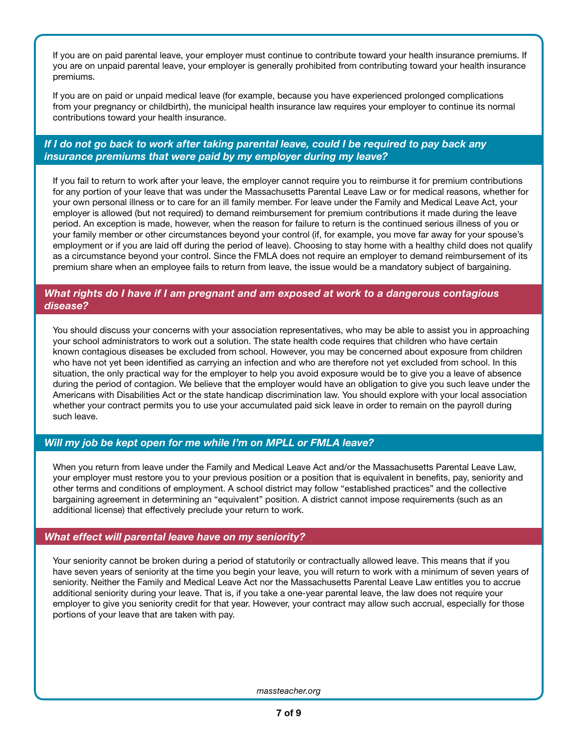If you are on paid parental leave, your employer must continue to contribute toward your health insurance premiums. If you are on unpaid parental leave, your employer is generally prohibited from contributing toward your health insurance premiums.

If you are on paid or unpaid medical leave (for example, because you have experienced prolonged complications from your pregnancy or childbirth), the municipal health insurance law requires your employer to continue its normal contributions toward your health insurance.

### *If I do not go back to work after taking parental leave, could I be required to pay back any insurance premiums that were paid by my employer during my leave?*

If you fail to return to work after your leave, the employer cannot require you to reimburse it for premium contributions for any portion of your leave that was under the Massachusetts Parental Leave Law or for medical reasons, whether for your own personal illness or to care for an ill family member. For leave under the Family and Medical Leave Act, your employer is allowed (but not required) to demand reimbursement for premium contributions it made during the leave period. An exception is made, however, when the reason for failure to return is the continued serious illness of you or your family member or other circumstances beyond your control (if, for example, you move far away for your spouse's employment or if you are laid off during the period of leave). Choosing to stay home with a healthy child does not qualify as a circumstance beyond your control. Since the FMLA does not require an employer to demand reimbursement of its premium share when an employee fails to return from leave, the issue would be a mandatory subject of bargaining.

### *What rights do I have if I am pregnant and am exposed at work to a dangerous contagious disease?*

You should discuss your concerns with your association representatives, who may be able to assist you in approaching your school administrators to work out a solution. The state health code requires that children who have certain known contagious diseases be excluded from school. However, you may be concerned about exposure from children who have not yet been identified as carrying an infection and who are therefore not yet excluded from school. In this situation, the only practical way for the employer to help you avoid exposure would be to give you a leave of absence during the period of contagion. We believe that the employer would have an obligation to give you such leave under the Americans with Disabilities Act or the state handicap discrimination law. You should explore with your local association whether your contract permits you to use your accumulated paid sick leave in order to remain on the payroll during such leave.

### *Will my job be kept open for me while I'm on MPLL or FMLA leave?*

When you return from leave under the Family and Medical Leave Act and/or the Massachusetts Parental Leave Law, your employer must restore you to your previous position or a position that is equivalent in benefits, pay, seniority and other terms and conditions of employment. A school district may follow "established practices" and the collective bargaining agreement in determining an "equivalent" position. A district cannot impose requirements (such as an additional license) that effectively preclude your return to work.

### *What effect will parental leave have on my seniority?*

Your seniority cannot be broken during a period of statutorily or contractually allowed leave. This means that if you have seven years of seniority at the time you begin your leave, you will return to work with a minimum of seven years of seniority. Neither the Family and Medical Leave Act nor the Massachusetts Parental Leave Law entitles you to accrue additional seniority during your leave. That is, if you take a one-year parental leave, the law does not require your employer to give you seniority credit for that year. However, your contract may allow such accrual, especially for those portions of your leave that are taken with pay.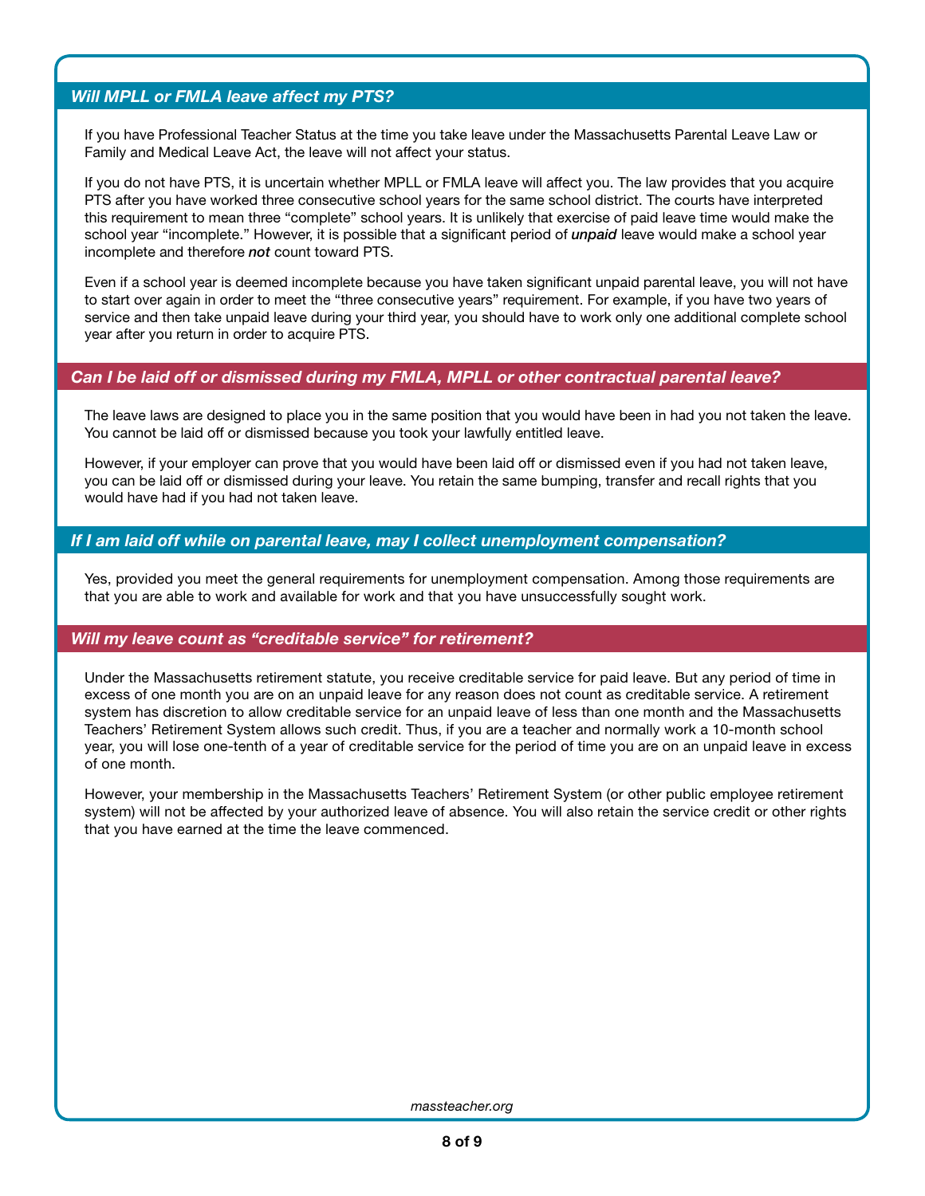### *Will MPLL or FMLA leave affect my PTS?*

If you have Professional Teacher Status at the time you take leave under the Massachusetts Parental Leave Law or Family and Medical Leave Act, the leave will not affect your status.

If you do not have PTS, it is uncertain whether MPLL or FMLA leave will affect you. The law provides that you acquire PTS after you have worked three consecutive school years for the same school district. The courts have interpreted this requirement to mean three "complete" school years. It is unlikely that exercise of paid leave time would make the school year "incomplete." However, it is possible that a significant period of ***unpaid*** leave would make a school year incomplete and therefore ***not*** count toward PTS.

Even if a school year is deemed incomplete because you have taken significant unpaid parental leave, you will not have to start over again in order to meet the "three consecutive years" requirement. For example, if you have two years of service and then take unpaid leave during your third year, you should have to work only one additional complete school year after you return in order to acquire PTS.

### *Can I be laid off or dismissed during my FMLA, MPLL or other contractual parental leave?*

The leave laws are designed to place you in the same position that you would have been in had you not taken the leave. You cannot be laid off or dismissed because you took your lawfully entitled leave.

However, if your employer can prove that you would have been laid off or dismissed even if you had not taken leave, you can be laid off or dismissed during your leave. You retain the same bumping, transfer and recall rights that you would have had if you had not taken leave.

### *If I am laid off while on parental leave, may I collect unemployment compensation?*

Yes, provided you meet the general requirements for unemployment compensation. Among those requirements are that you are able to work and available for work and that you have unsuccessfully sought work.

### *Will my leave count as "creditable service" for retirement?*

Under the Massachusetts retirement statute, you receive creditable service for paid leave. But any period of time in excess of one month you are on an unpaid leave for any reason does not count as creditable service. A retirement system has discretion to allow creditable service for an unpaid leave of less than one month and the Massachusetts Teachers' Retirement System allows such credit. Thus, if you are a teacher and normally work a 10-month school year, you will lose one-tenth of a year of creditable service for the period of time you are on an unpaid leave in excess of one month.

However, your membership in the Massachusetts Teachers' Retirement System (or other public employee retirement system) will not be affected by your authorized leave of absence. You will also retain the service credit or other rights that you have earned at the time the leave commenced.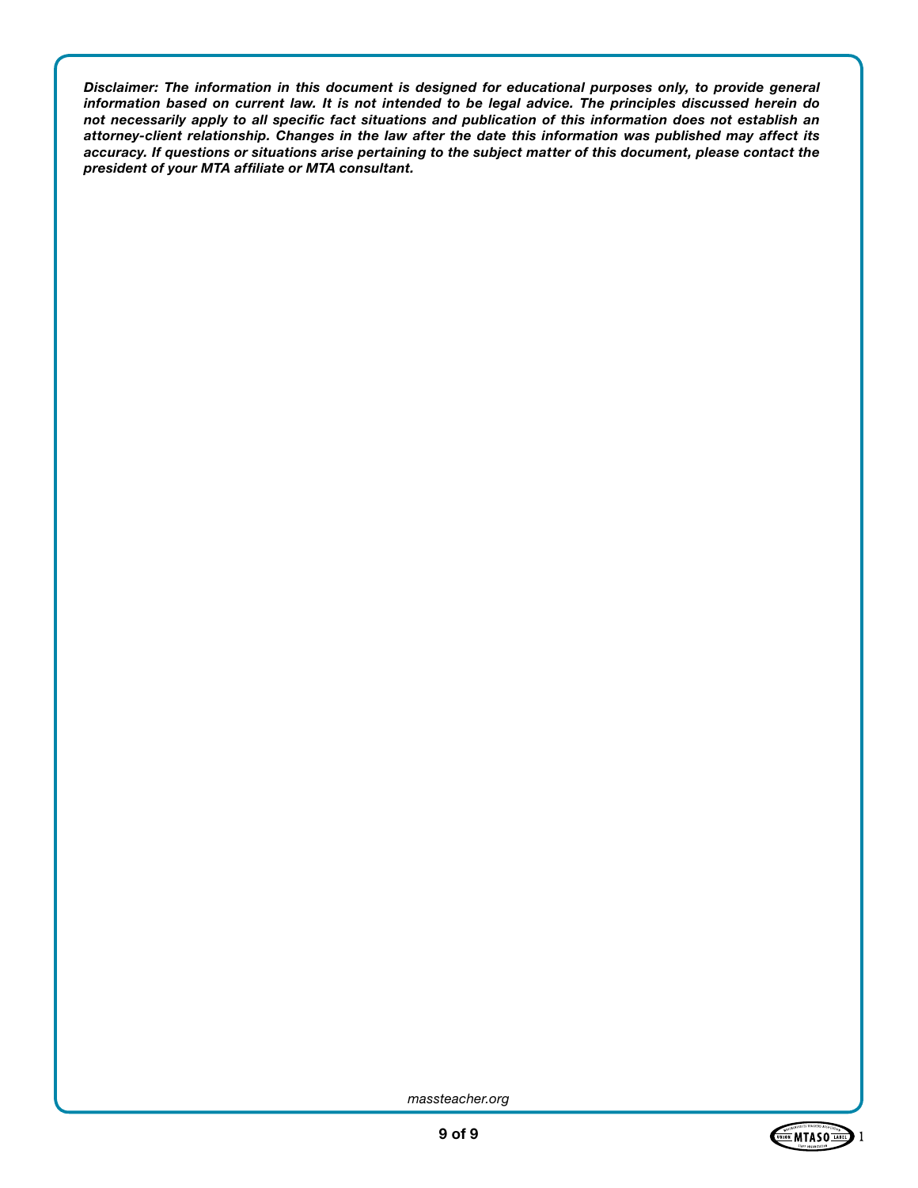***Disclaimer: The information in this document is designed for educational purposes only, to provide general information based on current law. It is not intended to be legal advice. The principles discussed herein do not necessarily apply to all specific fact situations and publication of this information does not establish an attorney-client relationship. Changes in the law after the date this information was published may affect its accuracy. If questions or situations arise pertaining to the subject matter of this document, please contact the president of your MTA affiliate or MTA consultant.***

*massteacher.org*